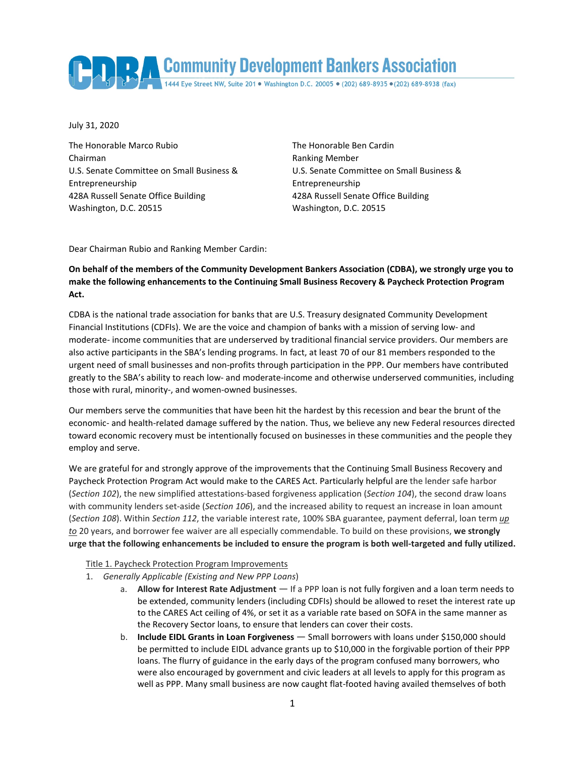# Community Development Bankers Association

1444 Eye Street NW, Suite 201 • Washington D.C. 20005 • (202) 689-8935 • (202) 689-8938 (fax)

July 31, 2020

The Honorable Marco Rubio
Chairman
U.S. Senate Committee on Small Business & Entrepreneurship
428A Russell Senate Office Building
Washington, D.C. 20515

The Honorable Ben Cardin
Ranking Member
U.S. Senate Committee on Small Business & Entrepreneurship
428A Russell Senate Office Building
Washington, D.C. 20515

Dear Chairman Rubio and Ranking Member Cardin:

**On behalf of the members of the Community Development Bankers Association (CDBA), we strongly urge you to make the following enhancements to the Continuing Small Business Recovery & Paycheck Protection Program Act.**

CDBA is the national trade association for banks that are U.S. Treasury designated Community Development Financial Institutions (CDFIs). We are the voice and champion of banks with a mission of serving low- and moderate- income communities that are underserved by traditional financial service providers. Our members are also active participants in the SBA's lending programs. In fact, at least 70 of our 81 members responded to the urgent need of small businesses and non-profits through participation in the PPP. Our members have contributed greatly to the SBA's ability to reach low- and moderate-income and otherwise underserved communities, including those with rural, minority-, and women-owned businesses.

Our members serve the communities that have been hit the hardest by this recession and bear the brunt of the economic- and health-related damage suffered by the nation. Thus, we believe any new Federal resources directed toward economic recovery must be intentionally focused on businesses in these communities and the people they employ and serve.

We are grateful for and strongly approve of the improvements that the Continuing Small Business Recovery and Paycheck Protection Program Act would make to the CARES Act. Particularly helpful are the lender safe harbor (*Section 102*), the new simplified attestations-based forgiveness application (*Section 104*), the second draw loans with community lenders set-aside (*Section 106*), and the increased ability to request an increase in loan amount (*Section 108*). Within *Section 112*, the variable interest rate, 100% SBA guarantee, payment deferral, loan term *up to* 20 years, and borrower fee waiver are all especially commendable. To build on these provisions, **we strongly urge that the following enhancements be included to ensure the program is both well-targeted and fully utilized.**

Title 1. Paycheck Protection Program Improvements

1. *Generally Applicable (Existing and New PPP Loans)*
   a. **Allow for Interest Rate Adjustment** — If a PPP loan is not fully forgiven and a loan term needs to be extended, community lenders (including CDFIs) should be allowed to reset the interest rate up to the CARES Act ceiling of 4%, or set it as a variable rate based on SOFA in the same manner as the Recovery Sector loans, to ensure that lenders can cover their costs.
   b. **Include EIDL Grants in Loan Forgiveness** — Small borrowers with loans under $150,000 should be permitted to include EIDL advance grants up to $10,000 in the forgivable portion of their PPP loans. The flurry of guidance in the early days of the program confused many borrowers, who were also encouraged by government and civic leaders at all levels to apply for this program as well as PPP. Many small business are now caught flat-footed having availed themselves of both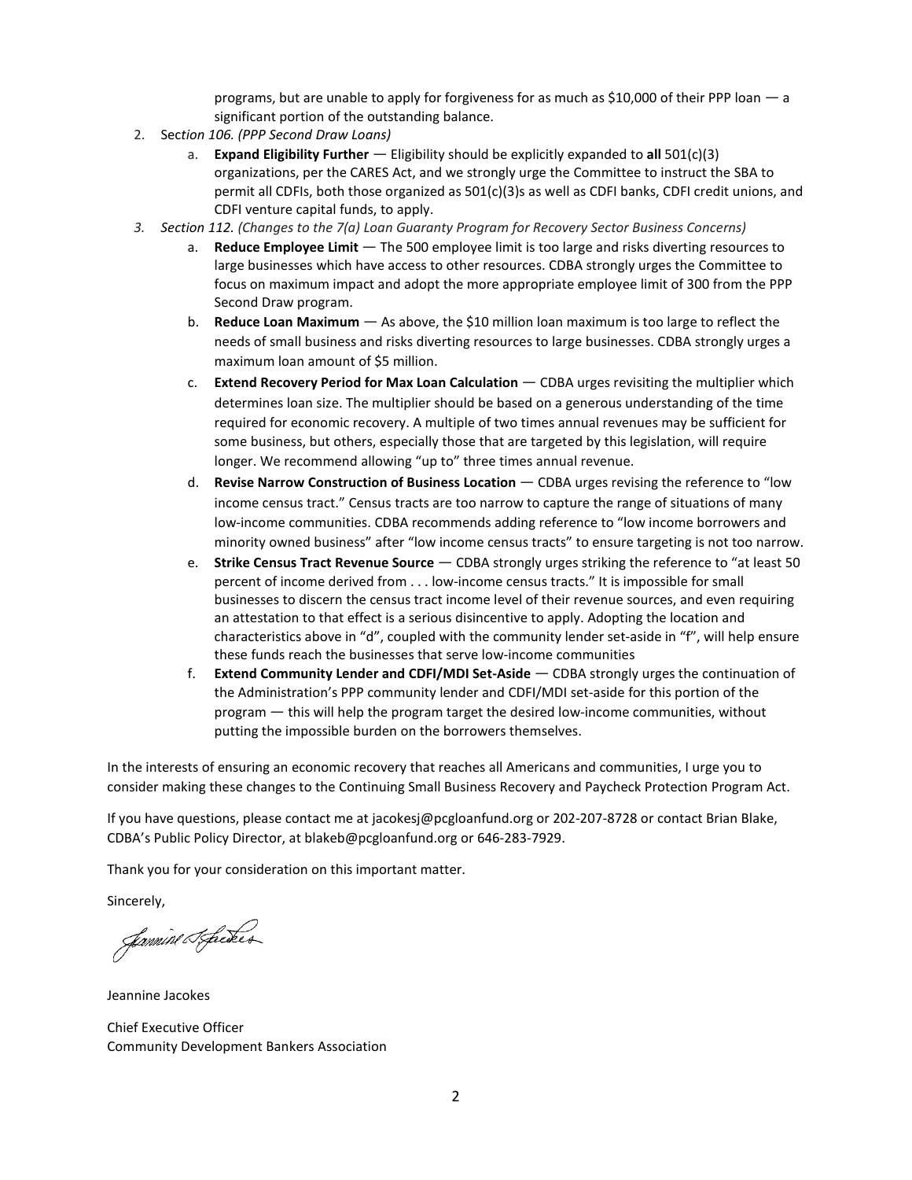programs, but are unable to apply for forgiveness for as much as $10,000 of their PPP loan — a significant portion of the outstanding balance.

2. Sec*tion 106. (PPP Second Draw Loans)*
    a. **Expand Eligibility Further** — Eligibility should be explicitly expanded to **all** 501(c)(3) organizations, per the CARES Act, and we strongly urge the Committee to instruct the SBA to permit all CDFIs, both those organized as 501(c)(3)s as well as CDFI banks, CDFI credit unions, and CDFI venture capital funds, to apply.
3. *Section 112. (Changes to the 7(a) Loan Guaranty Program for Recovery Sector Business Concerns)*
    a. **Reduce Employee Limit** — The 500 employee limit is too large and risks diverting resources to large businesses which have access to other resources. CDBA strongly urges the Committee to focus on maximum impact and adopt the more appropriate employee limit of 300 from the PPP Second Draw program.
    b. **Reduce Loan Maximum** — As above, the $10 million loan maximum is too large to reflect the needs of small business and risks diverting resources to large businesses. CDBA strongly urges a maximum loan amount of $5 million.
    c. **Extend Recovery Period for Max Loan Calculation** — CDBA urges revisiting the multiplier which determines loan size. The multiplier should be based on a generous understanding of the time required for economic recovery. A multiple of two times annual revenues may be sufficient for some business, but others, especially those that are targeted by this legislation, will require longer. We recommend allowing "up to" three times annual revenue.
    d. **Revise Narrow Construction of Business Location** — CDBA urges revising the reference to "low income census tract." Census tracts are too narrow to capture the range of situations of many low-income communities. CDBA recommends adding reference to "low income borrowers and minority owned business" after "low income census tracts" to ensure targeting is not too narrow.
    e. **Strike Census Tract Revenue Source** — CDBA strongly urges striking the reference to "at least 50 percent of income derived from . . . low-income census tracts." It is impossible for small businesses to discern the census tract income level of their revenue sources, and even requiring an attestation to that effect is a serious disincentive to apply. Adopting the location and characteristics above in "d", coupled with the community lender set-aside in "f", will help ensure these funds reach the businesses that serve low-income communities
    f. **Extend Community Lender and CDFI/MDI Set-Aside** — CDBA strongly urges the continuation of the Administration's PPP community lender and CDFI/MDI set-aside for this portion of the program — this will help the program target the desired low-income communities, without putting the impossible burden on the borrowers themselves.

In the interests of ensuring an economic recovery that reaches all Americans and communities, I urge you to consider making these changes to the Continuing Small Business Recovery and Paycheck Protection Program Act.

If you have questions, please contact me at jacokesj@pcgloanfund.org or 202-207-8728 or contact Brian Blake, CDBA's Public Policy Director, at blakeb@pcgloanfund.org or 646-283-7929.

Thank you for your consideration on this important matter.

Sincerely,

Jeannine Jacokes

Chief Executive Officer
Community Development Bankers Association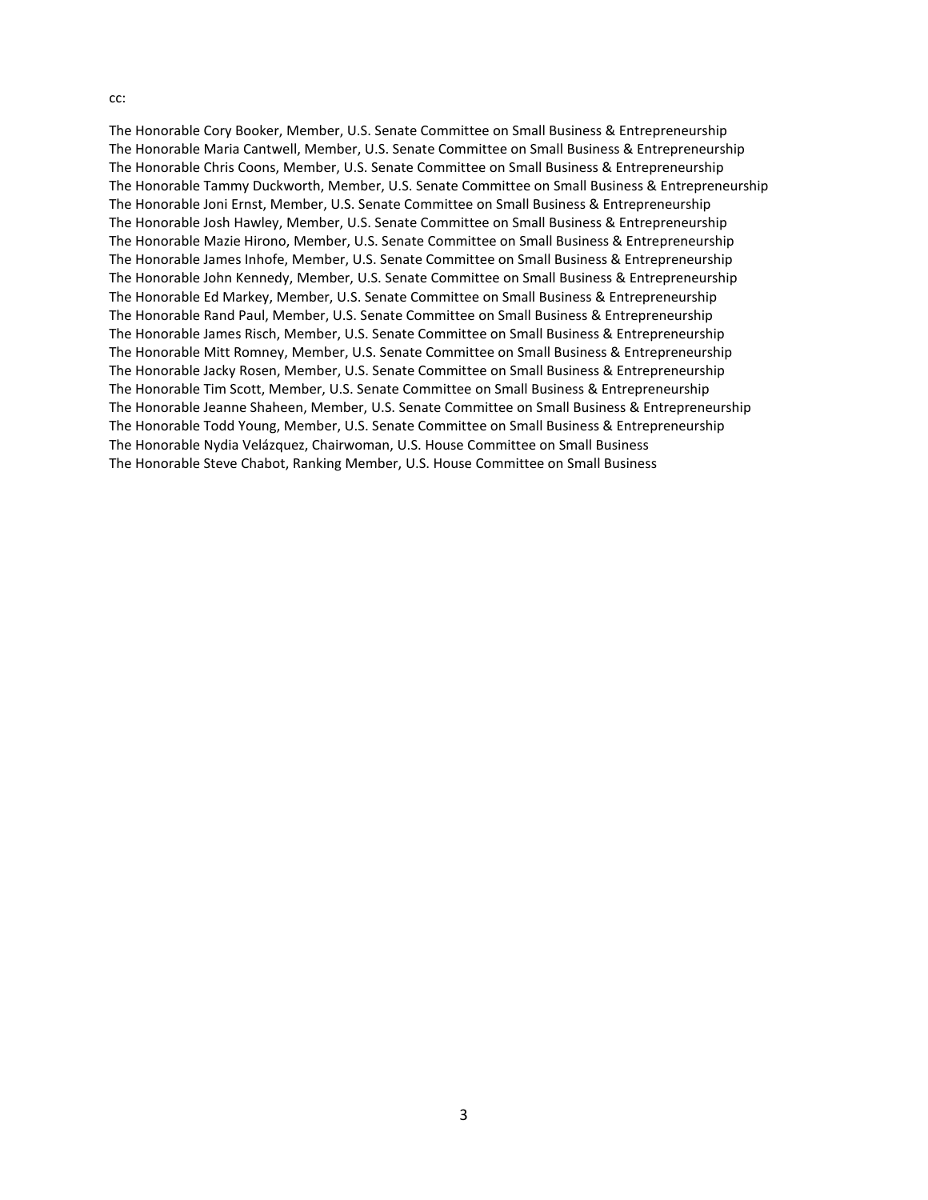cc:

The Honorable Cory Booker, Member, U.S. Senate Committee on Small Business & Entrepreneurship
The Honorable Maria Cantwell, Member, U.S. Senate Committee on Small Business & Entrepreneurship
The Honorable Chris Coons, Member, U.S. Senate Committee on Small Business & Entrepreneurship
The Honorable Tammy Duckworth, Member, U.S. Senate Committee on Small Business & Entrepreneurship
The Honorable Joni Ernst, Member, U.S. Senate Committee on Small Business & Entrepreneurship
The Honorable Josh Hawley, Member, U.S. Senate Committee on Small Business & Entrepreneurship
The Honorable Mazie Hirono, Member, U.S. Senate Committee on Small Business & Entrepreneurship
The Honorable James Inhofe, Member, U.S. Senate Committee on Small Business & Entrepreneurship
The Honorable John Kennedy, Member, U.S. Senate Committee on Small Business & Entrepreneurship
The Honorable Ed Markey, Member, U.S. Senate Committee on Small Business & Entrepreneurship
The Honorable Rand Paul, Member, U.S. Senate Committee on Small Business & Entrepreneurship
The Honorable James Risch, Member, U.S. Senate Committee on Small Business & Entrepreneurship
The Honorable Mitt Romney, Member, U.S. Senate Committee on Small Business & Entrepreneurship
The Honorable Jacky Rosen, Member, U.S. Senate Committee on Small Business & Entrepreneurship
The Honorable Tim Scott, Member, U.S. Senate Committee on Small Business & Entrepreneurship
The Honorable Jeanne Shaheen, Member, U.S. Senate Committee on Small Business & Entrepreneurship
The Honorable Todd Young, Member, U.S. Senate Committee on Small Business & Entrepreneurship
The Honorable Nydia Velázquez, Chairwoman, U.S. House Committee on Small Business
The Honorable Steve Chabot, Ranking Member, U.S. House Committee on Small Business